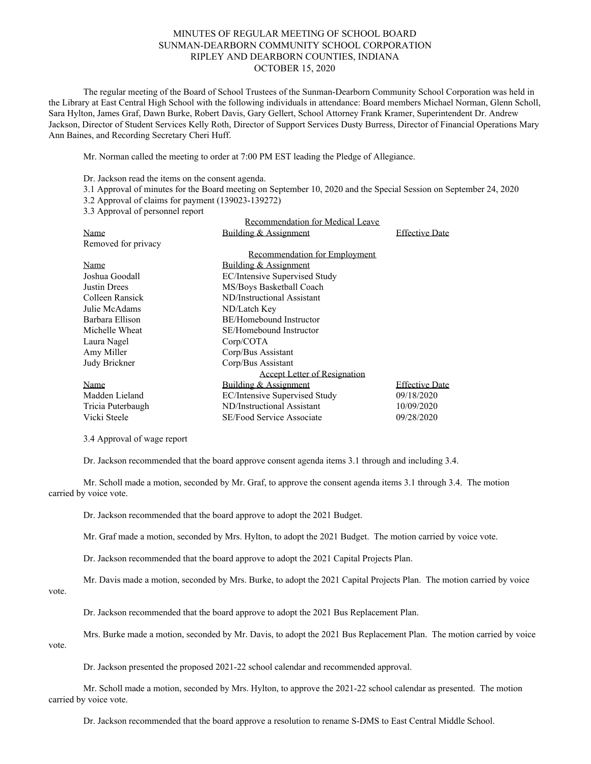MINUTES OF REGULAR MEETING OF SCHOOL BOARD
SUNMAN-DEARBORN COMMUNITY SCHOOL CORPORATION
RIPLEY AND DEARBORN COUNTIES, INDIANA
OCTOBER 15, 2020

The regular meeting of the Board of School Trustees of the Sunman-Dearborn Community School Corporation was held in the Library at East Central High School with the following individuals in attendance: Board members Michael Norman, Glenn Scholl, Sara Hylton, James Graf, Dawn Burke, Robert Davis, Gary Gellert, School Attorney Frank Kramer, Superintendent Dr. Andrew Jackson, Director of Student Services Kelly Roth, Director of Support Services Dusty Burress, Director of Financial Operations Mary Ann Baines, and Recording Secretary Cheri Huff.

Mr. Norman called the meeting to order at 7:00 PM EST leading the Pledge of Allegiance.

Dr. Jackson read the items on the consent agenda.

3.1 Approval of minutes for the Board meeting on September 10, 2020 and the Special Session on September 24, 2020
3.2 Approval of claims for payment (139023-139272)
3.3 Approval of personnel report

Recommendation for Medical Leave

| Name | Building & Assignment | Effective Date |
|---|---|---|
| Removed for privacy | | |

Recommendation for Employment

| Name | Building & Assignment |
|---|---|
| Joshua Goodall | EC/Intensive Supervised Study |
| Justin Drees | MS/Boys Basketball Coach |
| Colleen Ransick | ND/Instructional Assistant |
| Julie McAdams | ND/Latch Key |
| Barbara Ellison | BE/Homebound Instructor |
| Michelle Wheat | SE/Homebound Instructor |
| Laura Nagel | Corp/COTA |
| Amy Miller | Corp/Bus Assistant |
| Judy Brickner | Corp/Bus Assistant |

Accept Letter of Resignation

| Name | Building & Assignment | Effective Date |
|---|---|---|
| Madden Lieland | EC/Intensive Supervised Study | 09/18/2020 |
| Tricia Puterbaugh | ND/Instructional Assistant | 10/09/2020 |
| Vicki Steele | SE/Food Service Associate | 09/28/2020 |

3.4 Approval of wage report

Dr. Jackson recommended that the board approve consent agenda items 3.1 through and including 3.4.

Mr. Scholl made a motion, seconded by Mr. Graf, to approve the consent agenda items 3.1 through 3.4. The motion carried by voice vote.

Dr. Jackson recommended that the board approve to adopt the 2021 Budget.

Mr. Graf made a motion, seconded by Mrs. Hylton, to adopt the 2021 Budget. The motion carried by voice vote.

Dr. Jackson recommended that the board approve to adopt the 2021 Capital Projects Plan.

Mr. Davis made a motion, seconded by Mrs. Burke, to adopt the 2021 Capital Projects Plan. The motion carried by voice vote.

Dr. Jackson recommended that the board approve to adopt the 2021 Bus Replacement Plan.

Mrs. Burke made a motion, seconded by Mr. Davis, to adopt the 2021 Bus Replacement Plan. The motion carried by voice vote.

Dr. Jackson presented the proposed 2021-22 school calendar and recommended approval.

Mr. Scholl made a motion, seconded by Mrs. Hylton, to approve the 2021-22 school calendar as presented. The motion carried by voice vote.

Dr. Jackson recommended that the board approve a resolution to rename S-DMS to East Central Middle School.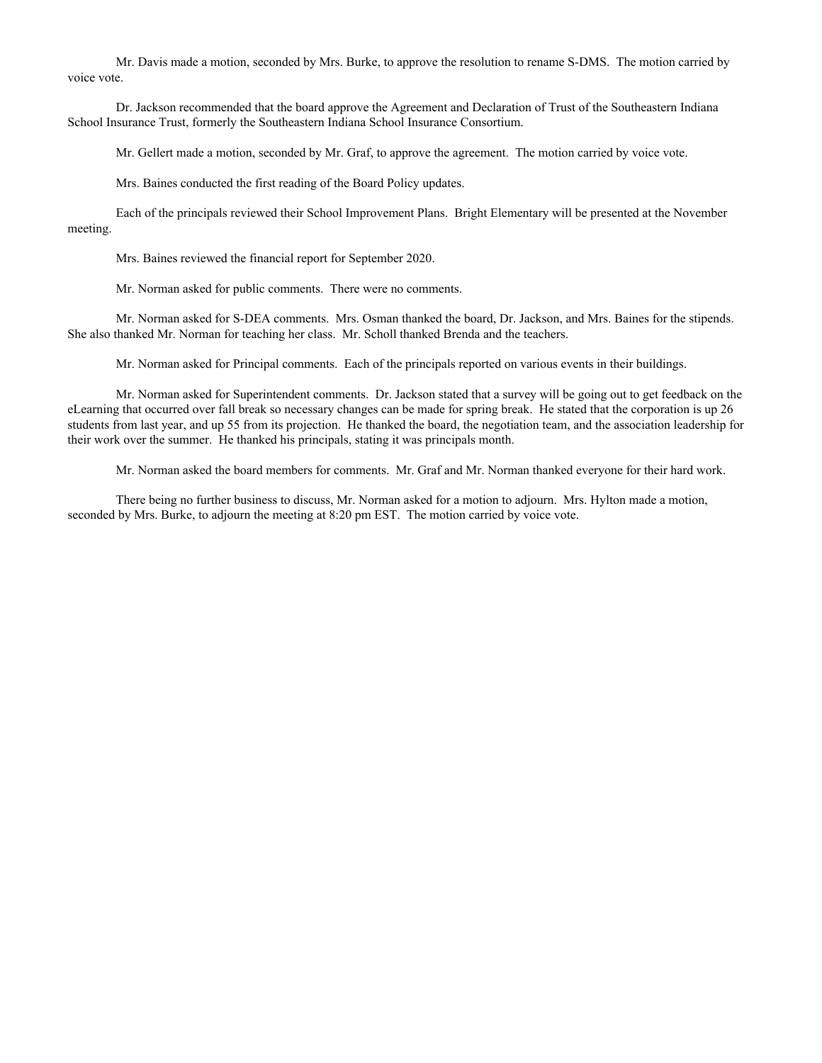Mr. Davis made a motion, seconded by Mrs. Burke, to approve the resolution to rename S-DMS. The motion carried by voice vote.

Dr. Jackson recommended that the board approve the Agreement and Declaration of Trust of the Southeastern Indiana School Insurance Trust, formerly the Southeastern Indiana School Insurance Consortium.

Mr. Gellert made a motion, seconded by Mr. Graf, to approve the agreement. The motion carried by voice vote.

Mrs. Baines conducted the first reading of the Board Policy updates.

Each of the principals reviewed their School Improvement Plans. Bright Elementary will be presented at the November meeting.

Mrs. Baines reviewed the financial report for September 2020.

Mr. Norman asked for public comments. There were no comments.

Mr. Norman asked for S-DEA comments. Mrs. Osman thanked the board, Dr. Jackson, and Mrs. Baines for the stipends. She also thanked Mr. Norman for teaching her class. Mr. Scholl thanked Brenda and the teachers.

Mr. Norman asked for Principal comments. Each of the principals reported on various events in their buildings.

Mr. Norman asked for Superintendent comments. Dr. Jackson stated that a survey will be going out to get feedback on the eLearning that occurred over fall break so necessary changes can be made for spring break. He stated that the corporation is up 26 students from last year, and up 55 from its projection. He thanked the board, the negotiation team, and the association leadership for their work over the summer. He thanked his principals, stating it was principals month.

Mr. Norman asked the board members for comments. Mr. Graf and Mr. Norman thanked everyone for their hard work.

There being no further business to discuss, Mr. Norman asked for a motion to adjourn. Mrs. Hylton made a motion, seconded by Mrs. Burke, to adjourn the meeting at 8:20 pm EST. The motion carried by voice vote.